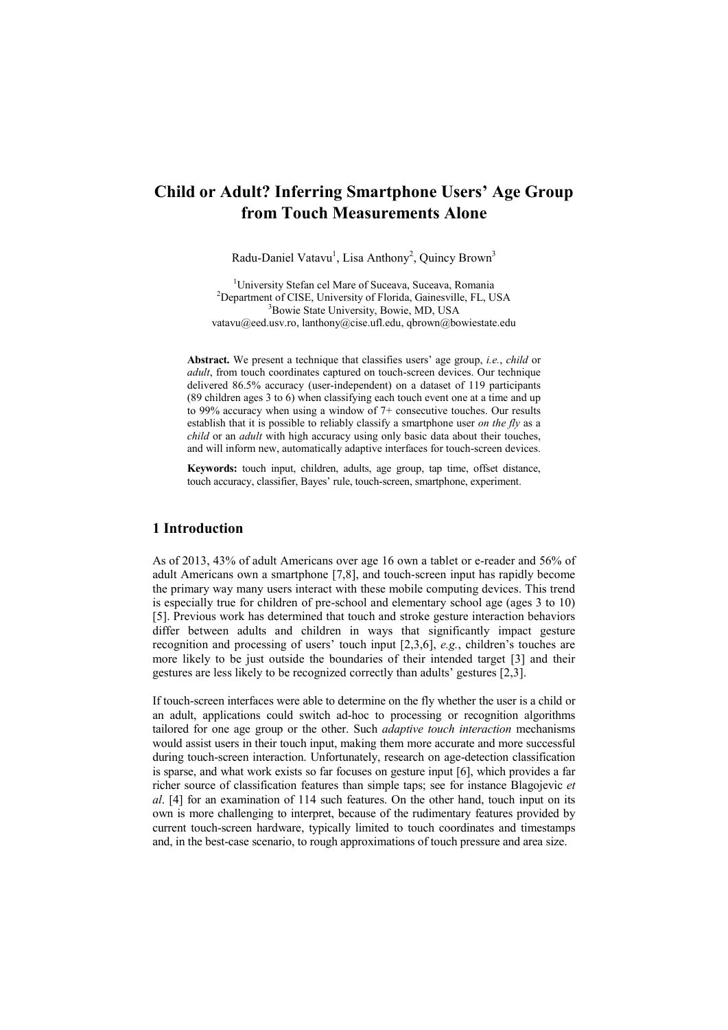# Child or Adult? Inferring Smartphone Users' Age Group from Touch Measurements Alone

Radu-Daniel Vatavu[1], Lisa Anthony[2], Quincy Brown[3]

[1]University Stefan cel Mare of Suceava, Suceava, Romania
[2]Department of CISE, University of Florida, Gainesville, FL, USA
[3]Bowie State University, Bowie, MD, USA
vatavu@eed.usv.ro, lanthony@cise.ufl.edu, qbrown@bowiestate.edu

**Abstract.** We present a technique that classifies users' age group, *i.e.*, *child* or *adult*, from touch coordinates captured on touch-screen devices. Our technique delivered 86.5% accuracy (user-independent) on a dataset of 119 participants (89 children ages 3 to 6) when classifying each touch event one at a time and up to 99% accuracy when using a window of 7+ consecutive touches. Our results establish that it is possible to reliably classify a smartphone user *on the fly* as a *child* or an *adult* with high accuracy using only basic data about their touches, and will inform new, automatically adaptive interfaces for touch-screen devices.

**Keywords:** touch input, children, adults, age group, tap time, offset distance, touch accuracy, classifier, Bayes' rule, touch-screen, smartphone, experiment.

## 1 Introduction

As of 2013, 43% of adult Americans over age 16 own a tablet or e-reader and 56% of adult Americans own a smartphone [7,8], and touch-screen input has rapidly become the primary way many users interact with these mobile computing devices. This trend is especially true for children of pre-school and elementary school age (ages 3 to 10) [5]. Previous work has determined that touch and stroke gesture interaction behaviors differ between adults and children in ways that significantly impact gesture recognition and processing of users' touch input [2,3,6], *e.g.*, children's touches are more likely to be just outside the boundaries of their intended target [3] and their gestures are less likely to be recognized correctly than adults' gestures [2,3].

If touch-screen interfaces were able to determine on the fly whether the user is a child or an adult, applications could switch ad-hoc to processing or recognition algorithms tailored for one age group or the other. Such *adaptive touch interaction* mechanisms would assist users in their touch input, making them more accurate and more successful during touch-screen interaction. Unfortunately, research on age-detection classification is sparse, and what work exists so far focuses on gesture input [6], which provides a far richer source of classification features than simple taps; see for instance Blagojevic *et al*. [4] for an examination of 114 such features. On the other hand, touch input on its own is more challenging to interpret, because of the rudimentary features provided by current touch-screen hardware, typically limited to touch coordinates and timestamps and, in the best-case scenario, to rough approximations of touch pressure and area size.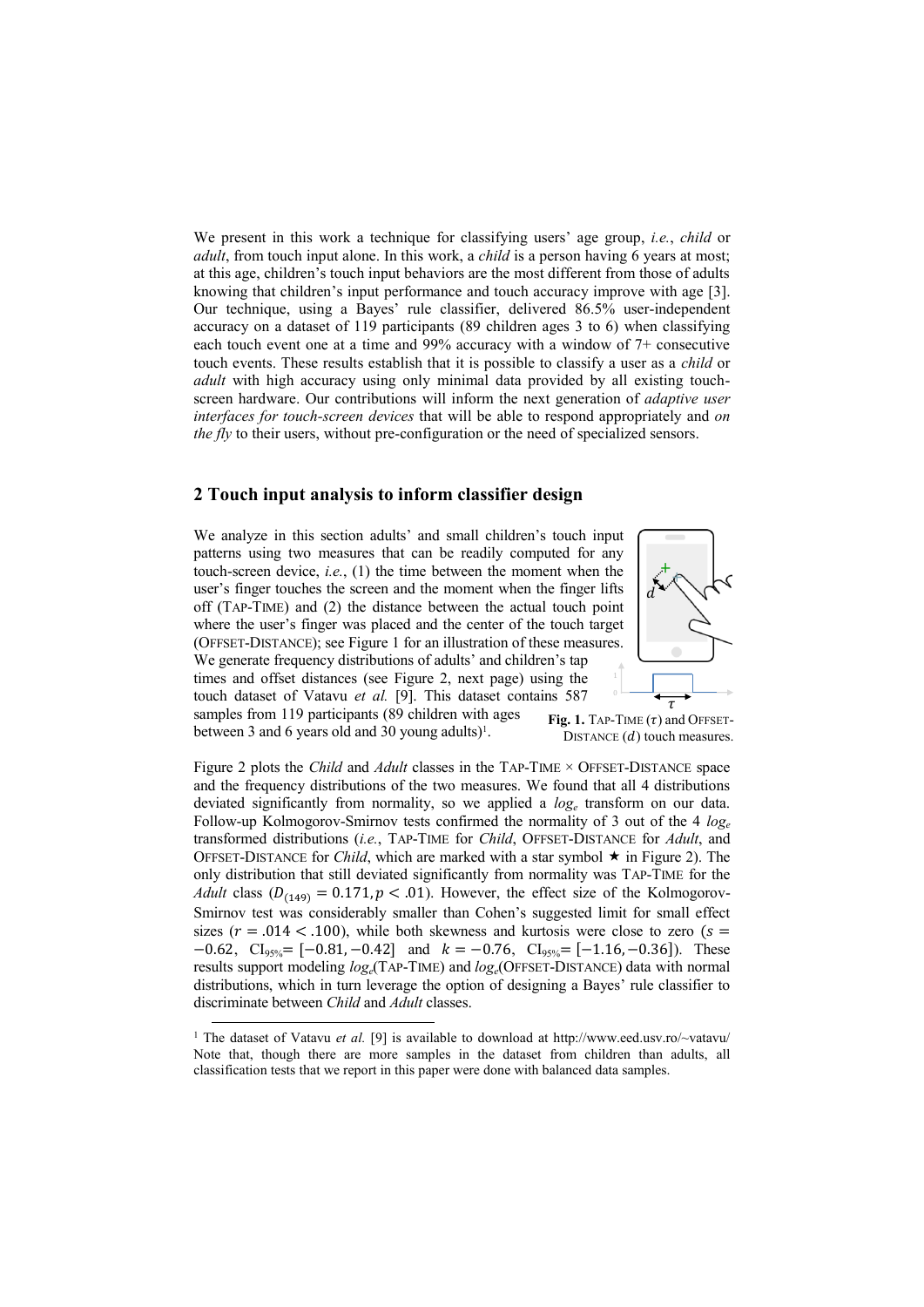We present in this work a technique for classifying users' age group, *i.e.*, *child* or *adult*, from touch input alone. In this work, a *child* is a person having 6 years at most; at this age, children's touch input behaviors are the most different from those of adults knowing that children's input performance and touch accuracy improve with age [3]. Our technique, using a Bayes' rule classifier, delivered 86.5% user-independent accuracy on a dataset of 119 participants (89 children ages 3 to 6) when classifying each touch event one at a time and 99% accuracy with a window of 7+ consecutive touch events. These results establish that it is possible to classify a user as a *child* or *adult* with high accuracy using only minimal data provided by all existing touch-screen hardware. Our contributions will inform the next generation of *adaptive user interfaces for touch-screen devices* that will be able to respond appropriately and *on the fly* to their users, without pre-configuration or the need of specialized sensors.

## 2 Touch input analysis to inform classifier design

We analyze in this section adults' and small children's touch input patterns using two measures that can be readily computed for any touch-screen device, *i.e.*, (1) the time between the moment when the user's finger touches the screen and the moment when the finger lifts off (TAP-TIME) and (2) the distance between the actual touch point where the user's finger was placed and the center of the touch target (OFFSET-DISTANCE); see Figure 1 for an illustration of these measures. We generate frequency distributions of adults' and children's tap times and offset distances (see Figure 2, next page) using the touch dataset of Vatavu *et al.* [9]. This dataset contains 587 samples from 119 participants (89 children with ages between 3 and 6 years old and 30 young adults)[1].

**Fig. 1.** TAP-TIME ($\tau$) and OFFSET-DISTANCE ($d$) touch measures.

Figure 2 plots the *Child* and *Adult* classes in the TAP-TIME × OFFSET-DISTANCE space and the frequency distributions of the two measures. We found that all 4 distributions deviated significantly from normality, so we applied a $log_e$ transform on our data. Follow-up Kolmogorov-Smirnov tests confirmed the normality of 3 out of the 4 $log_e$ transformed distributions (*i.e.*, TAP-TIME for *Child*, OFFSET-DISTANCE for *Adult*, and OFFSET-DISTANCE for *Child*, which are marked with a star symbol ★ in Figure 2). The only distribution that still deviated significantly from normality was TAP-TIME for the *Adult* class ($D_{(149)} = 0.171, p < .01$). However, the effect size of the Kolmogorov-Smirnov test was considerably smaller than Cohen's suggested limit for small effect sizes ($r = .014 < .100$), while both skewness and kurtosis were close to zero ($s = -0.62$, $\text{CI}_{95\%} = [-0.81, -0.42]$ and $k = -0.76$, $\text{CI}_{95\%} = [-1.16, -0.36]$). These results support modeling $log_e$(TAP-TIME) and $log_e$(OFFSET-DISTANCE) data with normal distributions, which in turn leverage the option of designing a Bayes' rule classifier to discriminate between *Child* and *Adult* classes.

[1] The dataset of Vatavu *et al.* [9] is available to download at http://www.eed.usv.ro/~vatavu/ Note that, though there are more samples in the dataset from children than adults, all classification tests that we report in this paper were done with balanced data samples.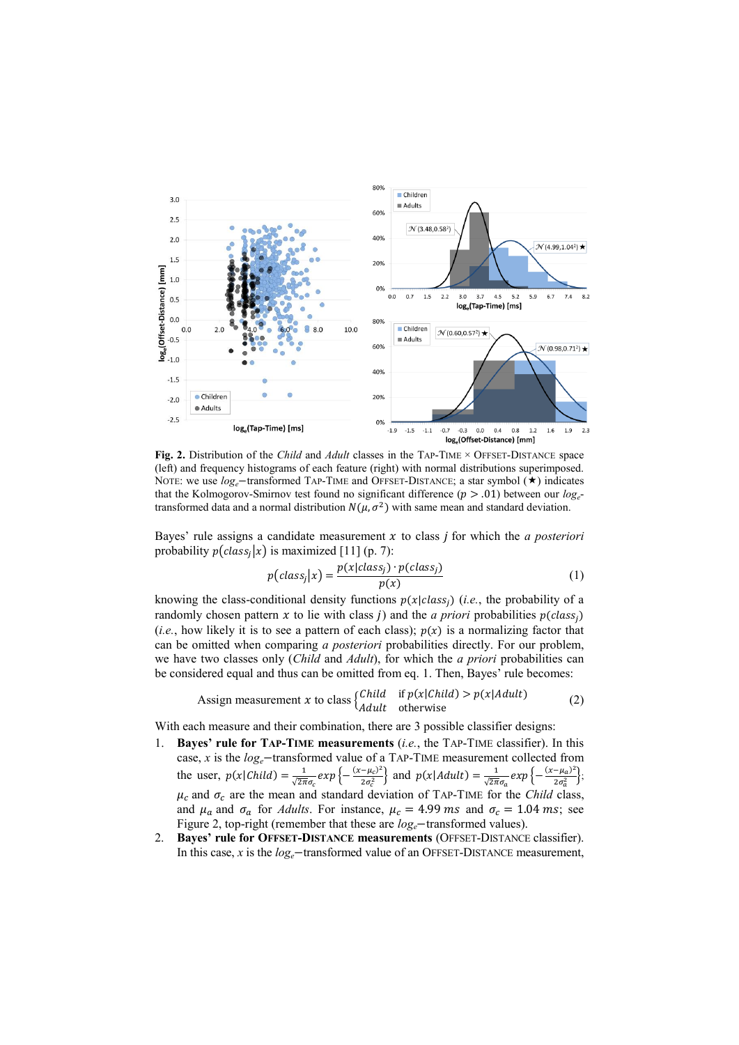**Fig. 2.** Distribution of the *Child* and *Adult* classes in the TAP-TIME × OFFSET-DISTANCE space (left) and frequency histograms of each feature (right) with normal distributions superimposed. NOTE: we use $log_e$−transformed TAP-TIME and OFFSET-DISTANCE; a star symbol (★) indicates that the Kolmogorov-Smirnov test found no significant difference ($p > .01$) between our $log_e$-transformed data and a normal distribution $N(\mu, \sigma^2)$ with same mean and standard deviation.

Bayes' rule assigns a candidate measurement $x$ to class $j$ for which the *a posteriori* probability $p(class_j|x)$ is maximized [11] (p. 7):

$$p(class_j|x) = \frac{p(x|class_j) \cdot p(class_j)}{p(x)} \tag{1}$$

knowing the class-conditional density functions $p(x|class_j)$ (*i.e.*, the probability of a randomly chosen pattern $x$ to lie with class $j$) and the *a priori* probabilities $p(class_j)$ (*i.e.*, how likely it is to see a pattern of each class); $p(x)$ is a normalizing factor that can be omitted when comparing *a posteriori* probabilities directly. For our problem, we have two classes only (*Child* and *Adult*), for which the *a priori* probabilities can be considered equal and thus can be omitted from eq. 1. Then, Bayes' rule becomes:

$$\text{Assign measurement } x \text{ to class } \begin{cases} Child & \text{if } p(x|Child) > p(x|Adult) \\ Adult & \text{otherwise} \end{cases} \tag{2}$$

With each measure and their combination, there are 3 possible classifier designs:

1. **Bayes' rule for TAP-TIME measurements** (*i.e.*, the TAP-TIME classifier). In this case, $x$ is the $log_e$−transformed value of a TAP-TIME measurement collected from the user, $p(x|Child) = \frac{1}{\sqrt{2\pi}\sigma_c} exp\left\{-\frac{(x-\mu_c)^2}{2\sigma_c^2}\right\}$ and $p(x|Adult) = \frac{1}{\sqrt{2\pi}\sigma_a} exp\left\{-\frac{(x-\mu_a)^2}{2\sigma_a^2}\right\}$; $\mu_c$ and $\sigma_c$ are the mean and standard deviation of TAP-TIME for the *Child* class, and $\mu_a$ and $\sigma_a$ for *Adults*. For instance, $\mu_c = 4.99\ ms$ and $\sigma_c = 1.04\ ms$; see Figure 2, top-right (remember that these are $log_e$−transformed values).
2. **Bayes' rule for OFFSET-DISTANCE measurements** (OFFSET-DISTANCE classifier). In this case, $x$ is the $log_e$−transformed value of an OFFSET-DISTANCE measurement,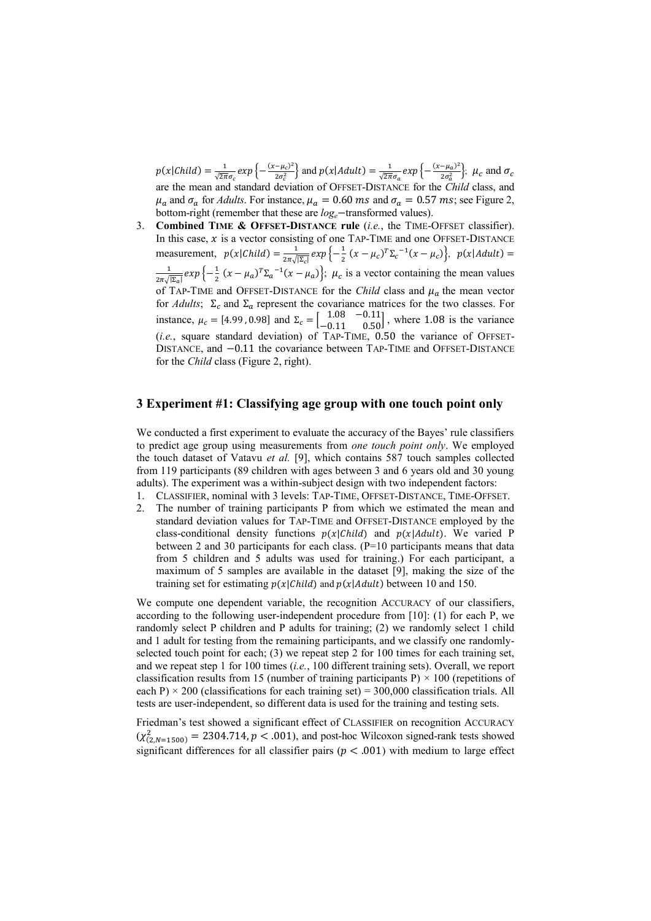$p(x|Child) = \frac{1}{\sqrt{2\pi}\sigma_c} exp\left\{-\frac{(x-\mu_c)^2}{2\sigma_c^2}\right\}$ and $p(x|Adult) = \frac{1}{\sqrt{2\pi}\sigma_a} exp\left\{-\frac{(x-\mu_a)^2}{2\sigma_a^2}\right\}$; $\mu_c$ and $\sigma_c$ are the mean and standard deviation of OFFSET-DISTANCE for the *Child* class, and $\mu_a$ and $\sigma_a$ for *Adults*. For instance, $\mu_a = 0.60\ ms$ and $\sigma_a = 0.57\ ms$; see Figure 2, bottom-right (remember that these are $log_e$−transformed values).

3. **Combined TIME & OFFSET-DISTANCE rule** (*i.e.*, the TIME-OFFSET classifier). In this case, $x$ is a vector consisting of one TAP-TIME and one OFFSET-DISTANCE measurement, $p(x|Child) = \frac{1}{2\pi\sqrt{|\Sigma_c|}} exp\left\{-\frac{1}{2}(x-\mu_c)^T {\Sigma_c}^{-1}(x-\mu_c)\right\}$, $p(x|Adult) = \frac{1}{2\pi\sqrt{|\Sigma_a|}} exp\left\{-\frac{1}{2}(x-\mu_a)^T \Sigma_a^{-1}(x-\mu_a)\right\}$; $\mu_c$ is a vector containing the mean values of TAP-TIME and OFFSET-DISTANCE for the *Child* class and $\mu_a$ the mean vector for *Adults*; $\Sigma_c$ and $\Sigma_a$ represent the covariance matrices for the two classes. For instance, $\mu_c = [4.99, 0.98]$ and $\Sigma_c = \begin{bmatrix} 1.08 & -0.11 \\ -0.11 & 0.50 \end{bmatrix}$, where $1.08$ is the variance (*i.e.*, square standard deviation) of TAP-TIME, $0.50$ the variance of OFFSET-DISTANCE, and $-0.11$ the covariance between TAP-TIME and OFFSET-DISTANCE for the *Child* class (Figure 2, right).

## 3 Experiment #1: Classifying age group with one touch point only

We conducted a first experiment to evaluate the accuracy of the Bayes' rule classifiers to predict age group using measurements from *one touch point only*. We employed the touch dataset of Vatavu *et al.* [9], which contains 587 touch samples collected from 119 participants (89 children with ages between 3 and 6 years old and 30 young adults). The experiment was a within-subject design with two independent factors:

1. CLASSIFIER, nominal with 3 levels: TAP-TIME, OFFSET-DISTANCE, TIME-OFFSET.
2. The number of training participants P from which we estimated the mean and standard deviation values for TAP-TIME and OFFSET-DISTANCE employed by the class-conditional density functions $p(x|Child)$ and $p(x|Adult)$. We varied P between 2 and 30 participants for each class. (P=10 participants means that data from 5 children and 5 adults was used for training.) For each participant, a maximum of 5 samples are available in the dataset [9], making the size of the training set for estimating $p(x|Child)$ and $p(x|Adult)$ between 10 and 150.

We compute one dependent variable, the recognition ACCURACY of our classifiers, according to the following user-independent procedure from [10]: (1) for each P, we randomly select P children and P adults for training; (2) we randomly select 1 child and 1 adult for testing from the remaining participants, and we classify one randomly-selected touch point for each; (3) we repeat step 2 for 100 times for each training set, and we repeat step 1 for 100 times (*i.e.*, 100 different training sets). Overall, we report classification results from 15 (number of training participants P) × 100 (repetitions of each P) × 200 (classifications for each training set) = 300,000 classification trials. All tests are user-independent, so different data is used for the training and testing sets.

Friedman's test showed a significant effect of CLASSIFIER on recognition ACCURACY ($\chi^2_{(2,N=1500)} = 2304.714, p < .001$), and post-hoc Wilcoxon signed-rank tests showed significant differences for all classifier pairs ($p < .001$) with medium to large effect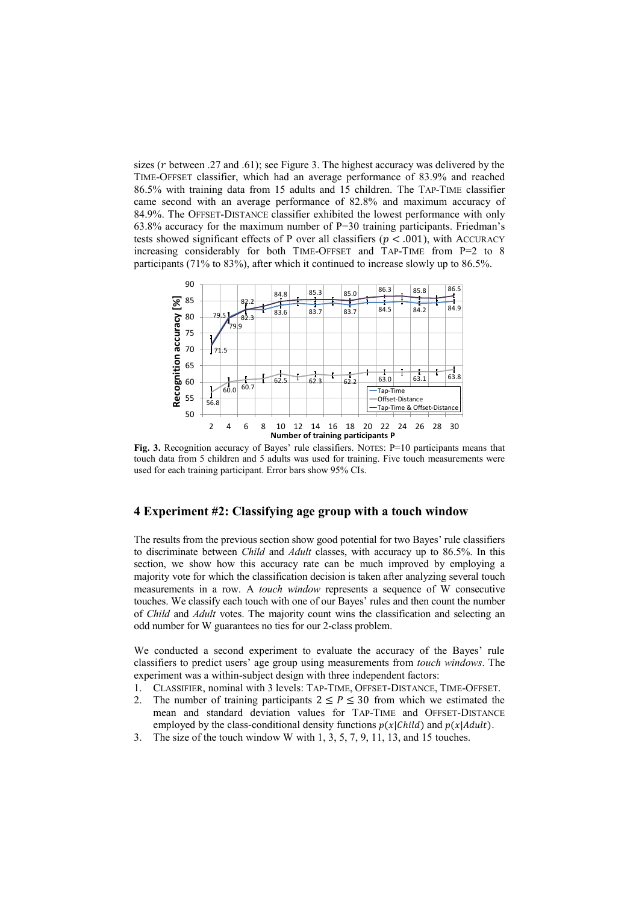sizes ($r$ between .27 and .61); see Figure 3. The highest accuracy was delivered by the TIME-OFFSET classifier, which had an average performance of 83.9% and reached 86.5% with training data from 15 adults and 15 children. The TAP-TIME classifier came second with an average performance of 82.8% and maximum accuracy of 84.9%. The OFFSET-DISTANCE classifier exhibited the lowest performance with only 63.8% accuracy for the maximum number of P=30 training participants. Friedman's tests showed significant effects of P over all classifiers ($p < .001$), with ACCURACY increasing considerably for both TIME-OFFSET and TAP-TIME from P=2 to 8 participants (71% to 83%), after which it continued to increase slowly up to 86.5%.

**Fig. 3.** Recognition accuracy of Bayes' rule classifiers. NOTES: P=10 participants means that touch data from 5 children and 5 adults was used for training. Five touch measurements were used for each training participant. Error bars show 95% CIs.

## 4 Experiment #2: Classifying age group with a touch window

The results from the previous section show good potential for two Bayes' rule classifiers to discriminate between *Child* and *Adult* classes, with accuracy up to 86.5%. In this section, we show how this accuracy rate can be much improved by employing a majority vote for which the classification decision is taken after analyzing several touch measurements in a row. A *touch window* represents a sequence of W consecutive touches. We classify each touch with one of our Bayes' rules and then count the number of *Child* and *Adult* votes. The majority count wins the classification and selecting an odd number for W guarantees no ties for our 2-class problem.

We conducted a second experiment to evaluate the accuracy of the Bayes' rule classifiers to predict users' age group using measurements from *touch windows*. The experiment was a within-subject design with three independent factors:

1. CLASSIFIER, nominal with 3 levels: TAP-TIME, OFFSET-DISTANCE, TIME-OFFSET.
2. The number of training participants $2 \leq P \leq 30$ from which we estimated the mean and standard deviation values for TAP-TIME and OFFSET-DISTANCE employed by the class-conditional density functions $p(x|Child)$ and $p(x|Adult)$.
3. The size of the touch window W with 1, 3, 5, 7, 9, 11, 13, and 15 touches.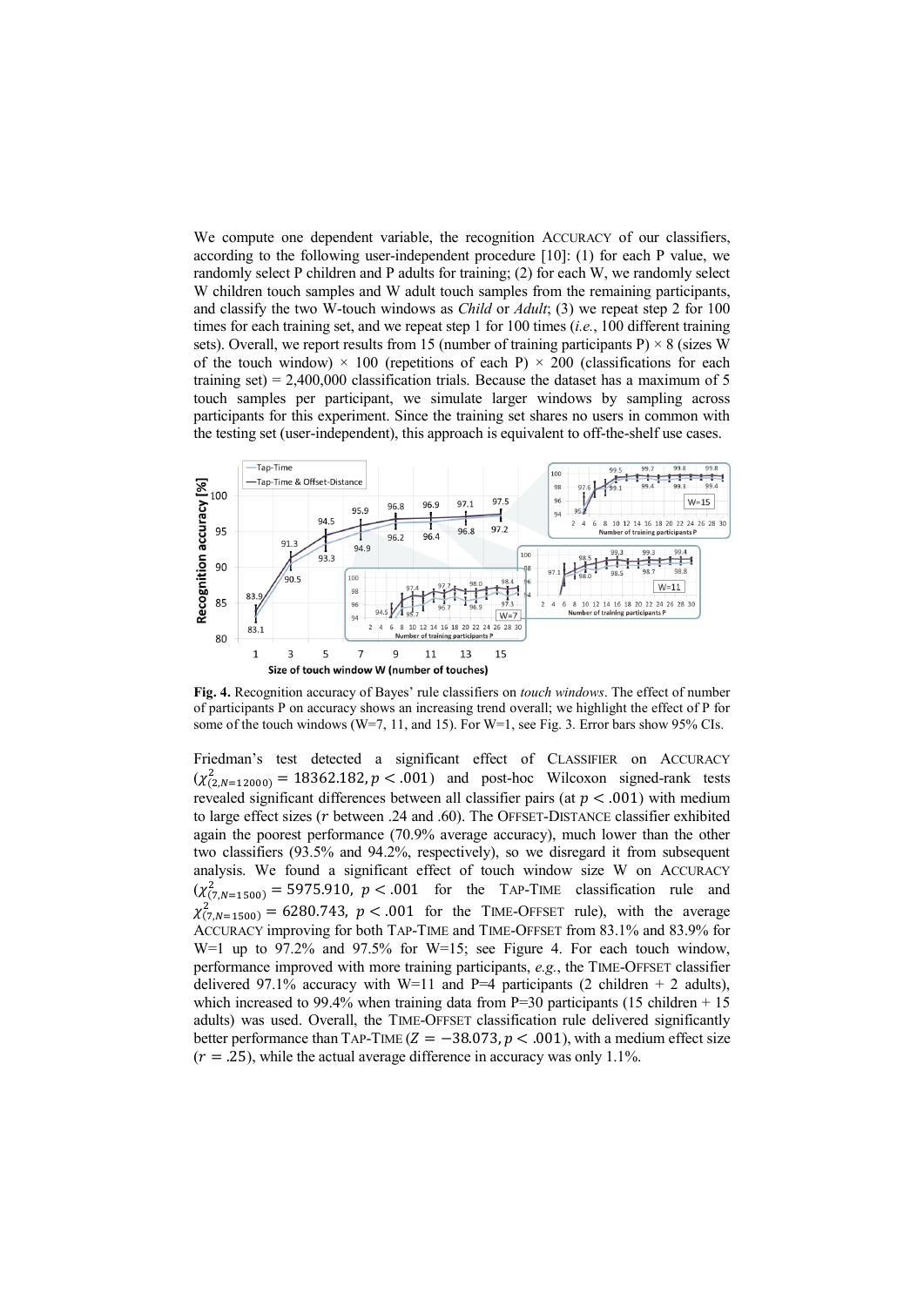We compute one dependent variable, the recognition ACCURACY of our classifiers, according to the following user-independent procedure [10]: (1) for each P value, we randomly select P children and P adults for training; (2) for each W, we randomly select W children touch samples and W adult touch samples from the remaining participants, and classify the two W-touch windows as *Child* or *Adult*; (3) we repeat step 2 for 100 times for each training set, and we repeat step 1 for 100 times (*i.e.*, 100 different training sets). Overall, we report results from 15 (number of training participants P) × 8 (sizes W of the touch window) × 100 (repetitions of each P) × 200 (classifications for each training set) = 2,400,000 classification trials. Because the dataset has a maximum of 5 touch samples per participant, we simulate larger windows by sampling across participants for this experiment. Since the training set shares no users in common with the testing set (user-independent), this approach is equivalent to off-the-shelf use cases.

**Fig. 4.** Recognition accuracy of Bayes' rule classifiers on *touch windows*. The effect of number of participants P on accuracy shows an increasing trend overall; we highlight the effect of P for some of the touch windows (W=7, 11, and 15). For W=1, see Fig. 3. Error bars show 95% CIs.

Friedman's test detected a significant effect of CLASSIFIER on ACCURACY ($\chi^2_{(2,N=12000)} = 18362.182, p < .001$) and post-hoc Wilcoxon signed-rank tests revealed significant differences between all classifier pairs (at $p < .001$) with medium to large effect sizes ($r$ between .24 and .60). The OFFSET-DISTANCE classifier exhibited again the poorest performance (70.9% average accuracy), much lower than the other two classifiers (93.5% and 94.2%, respectively), so we disregard it from subsequent analysis. We found a significant effect of touch window size W on ACCURACY ($\chi^2_{(7,N=1500)} = 5975.910,\ p < .001$ for the TAP-TIME classification rule and $\chi^2_{(7,N=1500)} = 6280.743,\ p < .001$ for the TIME-OFFSET rule), with the average ACCURACY improving for both TAP-TIME and TIME-OFFSET from 83.1% and 83.9% for W=1 up to 97.2% and 97.5% for W=15; see Figure 4. For each touch window, performance improved with more training participants, *e.g.*, the TIME-OFFSET classifier delivered 97.1% accuracy with W=11 and P=4 participants (2 children + 2 adults), which increased to 99.4% when training data from P=30 participants (15 children + 15 adults) was used. Overall, the TIME-OFFSET classification rule delivered significantly better performance than TAP-TIME ($Z = -38.073, p < .001$), with a medium effect size ($r = .25$), while the actual average difference in accuracy was only 1.1%.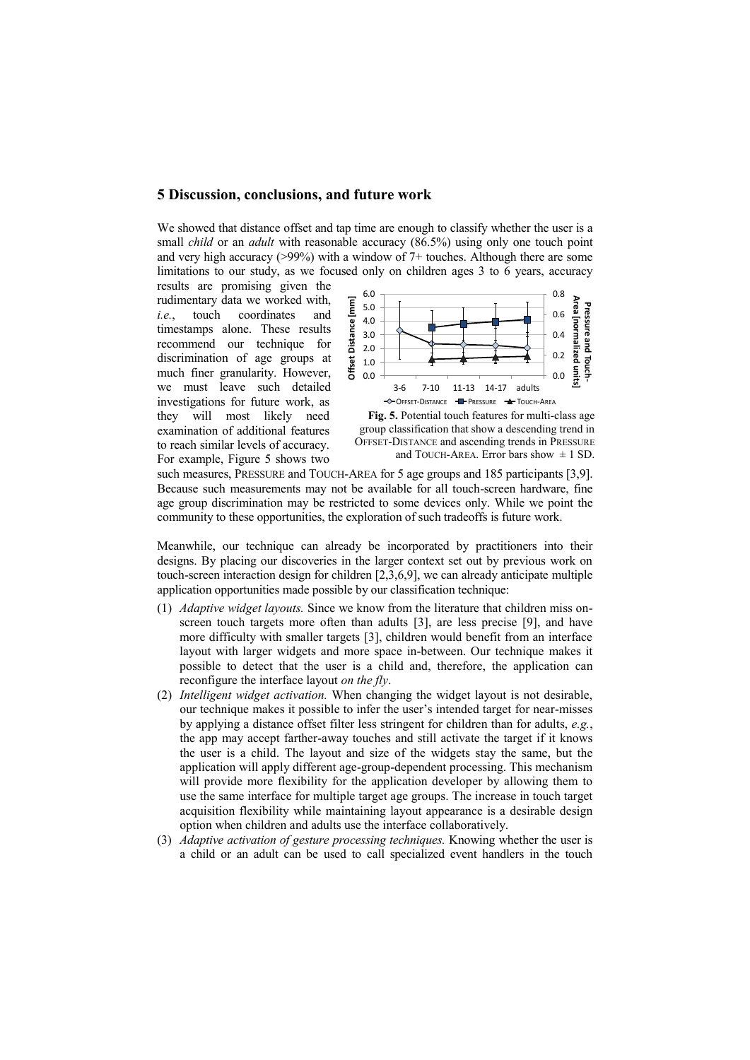## 5 Discussion, conclusions, and future work

We showed that distance offset and tap time are enough to classify whether the user is a small *child* or an *adult* with reasonable accuracy (86.5%) using only one touch point and very high accuracy (>99%) with a window of 7+ touches. Although there are some limitations to our study, as we focused only on children ages 3 to 6 years, accuracy results are promising given the rudimentary data we worked with, *i.e.*, touch coordinates and timestamps alone. These results recommend our technique for discrimination of age groups at much finer granularity. However, we must leave such detailed investigations for future work, as they will most likely need examination of additional features to reach similar levels of accuracy. For example, Figure 5 shows two such measures, PRESSURE and TOUCH-AREA for 5 age groups and 185 participants [3,9]. Because such measurements may not be available for all touch-screen hardware, fine age group discrimination may be restricted to some devices only. While we point the community to these opportunities, the exploration of such tradeoffs is future work.

**Fig. 5.** Potential touch features for multi-class age group classification that show a descending trend in OFFSET-DISTANCE and ascending trends in PRESSURE and TOUCH-AREA. Error bars show ± 1 SD.

Meanwhile, our technique can already be incorporated by practitioners into their designs. By placing our discoveries in the larger context set out by previous work on touch-screen interaction design for children [2,3,6,9], we can already anticipate multiple application opportunities made possible by our classification technique:

1. *Adaptive widget layouts.* Since we know from the literature that children miss on-screen touch targets more often than adults [3], are less precise [9], and have more difficulty with smaller targets [3], children would benefit from an interface layout with larger widgets and more space in-between. Our technique makes it possible to detect that the user is a child and, therefore, the application can reconfigure the interface layout *on the fly*.
2. *Intelligent widget activation.* When changing the widget layout is not desirable, our technique makes it possible to infer the user's intended target for near-misses by applying a distance offset filter less stringent for children than for adults, *e.g.*, the app may accept farther-away touches and still activate the target if it knows the user is a child. The layout and size of the widgets stay the same, but the application will apply different age-group-dependent processing. This mechanism will provide more flexibility for the application developer by allowing them to use the same interface for multiple target age groups. The increase in touch target acquisition flexibility while maintaining layout appearance is a desirable design option when children and adults use the interface collaboratively.
3. *Adaptive activation of gesture processing techniques.* Knowing whether the user is a child or an adult can be used to call specialized event handlers in the touch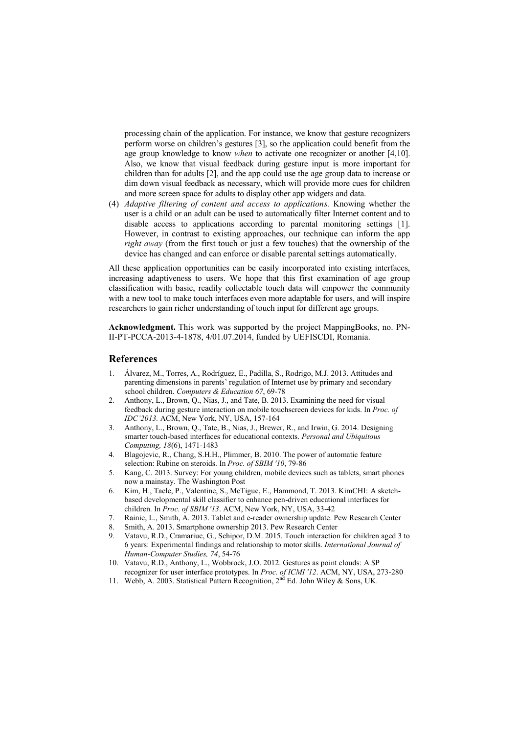processing chain of the application. For instance, we know that gesture recognizers perform worse on children's gestures [3], so the application could benefit from the age group knowledge to know *when* to activate one recognizer or another [4,10]. Also, we know that visual feedback during gesture input is more important for children than for adults [2], and the app could use the age group data to increase or dim down visual feedback as necessary, which will provide more cues for children and more screen space for adults to display other app widgets and data.

(4) *Adaptive filtering of content and access to applications.* Knowing whether the user is a child or an adult can be used to automatically filter Internet content and to disable access to applications according to parental monitoring settings [1]. However, in contrast to existing approaches, our technique can inform the app *right away* (from the first touch or just a few touches) that the ownership of the device has changed and can enforce or disable parental settings automatically.

All these application opportunities can be easily incorporated into existing interfaces, increasing adaptiveness to users. We hope that this first examination of age group classification with basic, readily collectable touch data will empower the community with a new tool to make touch interfaces even more adaptable for users, and will inspire researchers to gain richer understanding of touch input for different age groups.

**Acknowledgment.** This work was supported by the project MappingBooks, no. PN-II-PT-PCCA-2013-4-1878, 4/01.07.2014, funded by UEFISCDI, Romania.

## References

1. Álvarez, M., Torres, A., Rodríguez, E., Padilla, S., Rodrigo, M.J. 2013. Attitudes and parenting dimensions in parents' regulation of Internet use by primary and secondary school children. *Computers & Education 67*, 69-78
2. Anthony, L., Brown, Q., Nias, J., and Tate, B. 2013. Examining the need for visual feedback during gesture interaction on mobile touchscreen devices for kids. In *Proc. of IDC'2013.* ACM, New York, NY, USA, 157-164
3. Anthony, L., Brown, Q., Tate, B., Nias, J., Brewer, R., and Irwin, G. 2014. Designing smarter touch-based interfaces for educational contexts. *Personal and Ubiquitous Computing, 18*(6), 1471-1483
4. Blagojevic, R., Chang, S.H.H., Plimmer, B. 2010. The power of automatic feature selection: Rubine on steroids. In *Proc. of SBIM '10*, 79-86
5. Kang, C. 2013. Survey: For young children, mobile devices such as tablets, smart phones now a mainstay. The Washington Post
6. Kim, H., Taele, P., Valentine, S., McTigue, E., Hammond, T. 2013. KimCHI: A sketch-based developmental skill classifier to enhance pen-driven educational interfaces for children. In *Proc. of SBIM '13*. ACM, New York, NY, USA, 33-42
7. Rainie, L., Smith, A. 2013. Tablet and e-reader ownership update. Pew Research Center
8. Smith, A. 2013. Smartphone ownership 2013. Pew Research Center
9. Vatavu, R.D., Cramariuc, G., Schipor, D.M. 2015. Touch interaction for children aged 3 to 6 years: Experimental findings and relationship to motor skills. *International Journal of Human-Computer Studies, 74*, 54-76
10. Vatavu, R.D., Anthony, L., Wobbrock, J.O. 2012. Gestures as point clouds: A $P recognizer for user interface prototypes. In *Proc. of ICMI '12*. ACM, NY, USA, 273-280
11. Webb, A. 2003. Statistical Pattern Recognition, 2nd Ed. John Wiley & Sons, UK.